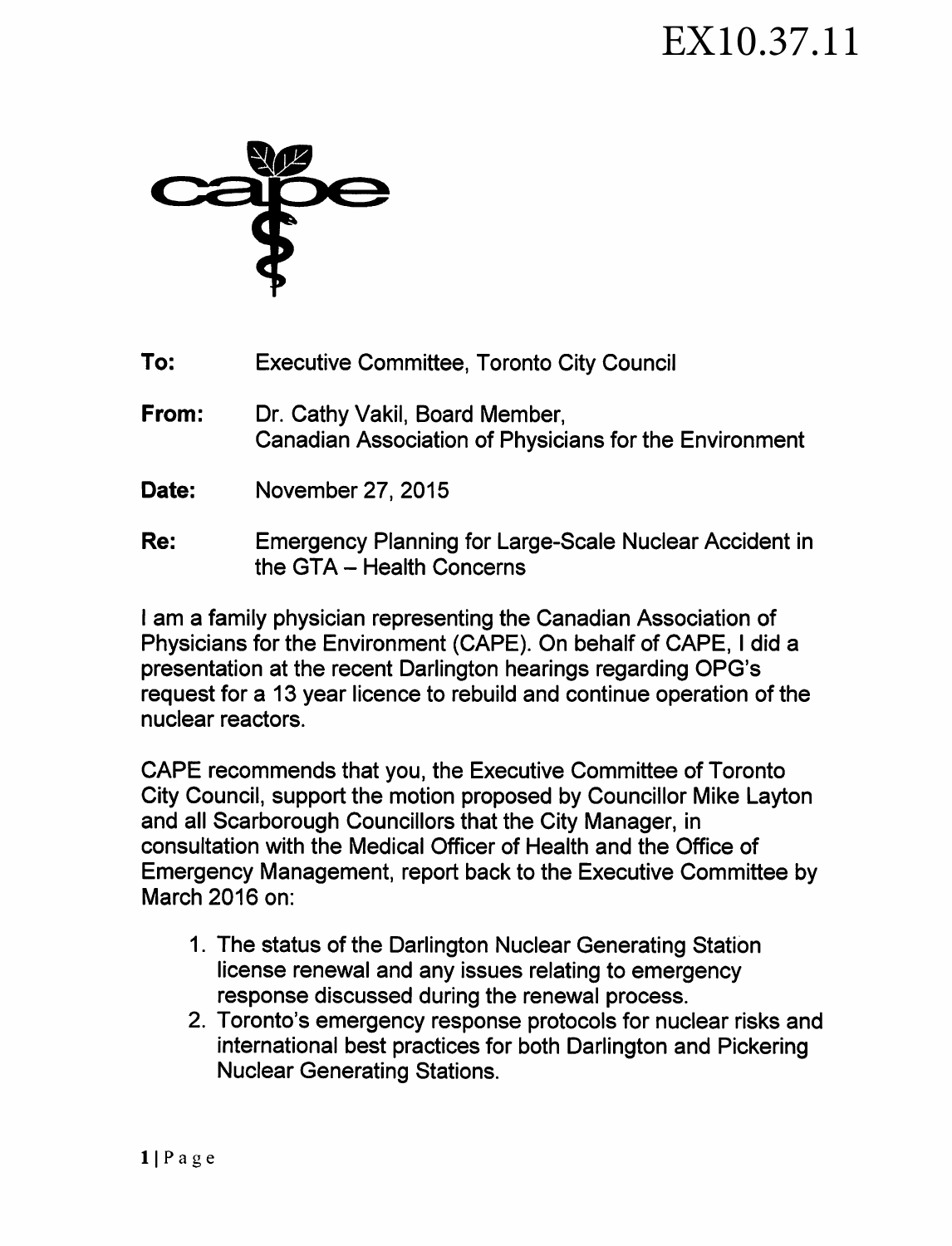EX10.37.11

**To:** Executive Committee, Toronto City Council

**From:** Dr. Cathy Vakil, Board Member,
Canadian Association of Physicians for the Environment

**Date:** November 27, 2015

**Re:** Emergency Planning for Large-Scale Nuclear Accident in the GTA – Health Concerns

I am a family physician representing the Canadian Association of Physicians for the Environment (CAPE). On behalf of CAPE, I did a presentation at the recent Darlington hearings regarding OPG's request for a 13 year licence to rebuild and continue operation of the nuclear reactors.

CAPE recommends that you, the Executive Committee of Toronto City Council, support the motion proposed by Councillor Mike Layton and all Scarborough Councillors that the City Manager, in consultation with the Medical Officer of Health and the Office of Emergency Management, report back to the Executive Committee by March 2016 on:

1. The status of the Darlington Nuclear Generating Station license renewal and any issues relating to emergency response discussed during the renewal process.
2. Toronto's emergency response protocols for nuclear risks and international best practices for both Darlington and Pickering Nuclear Generating Stations.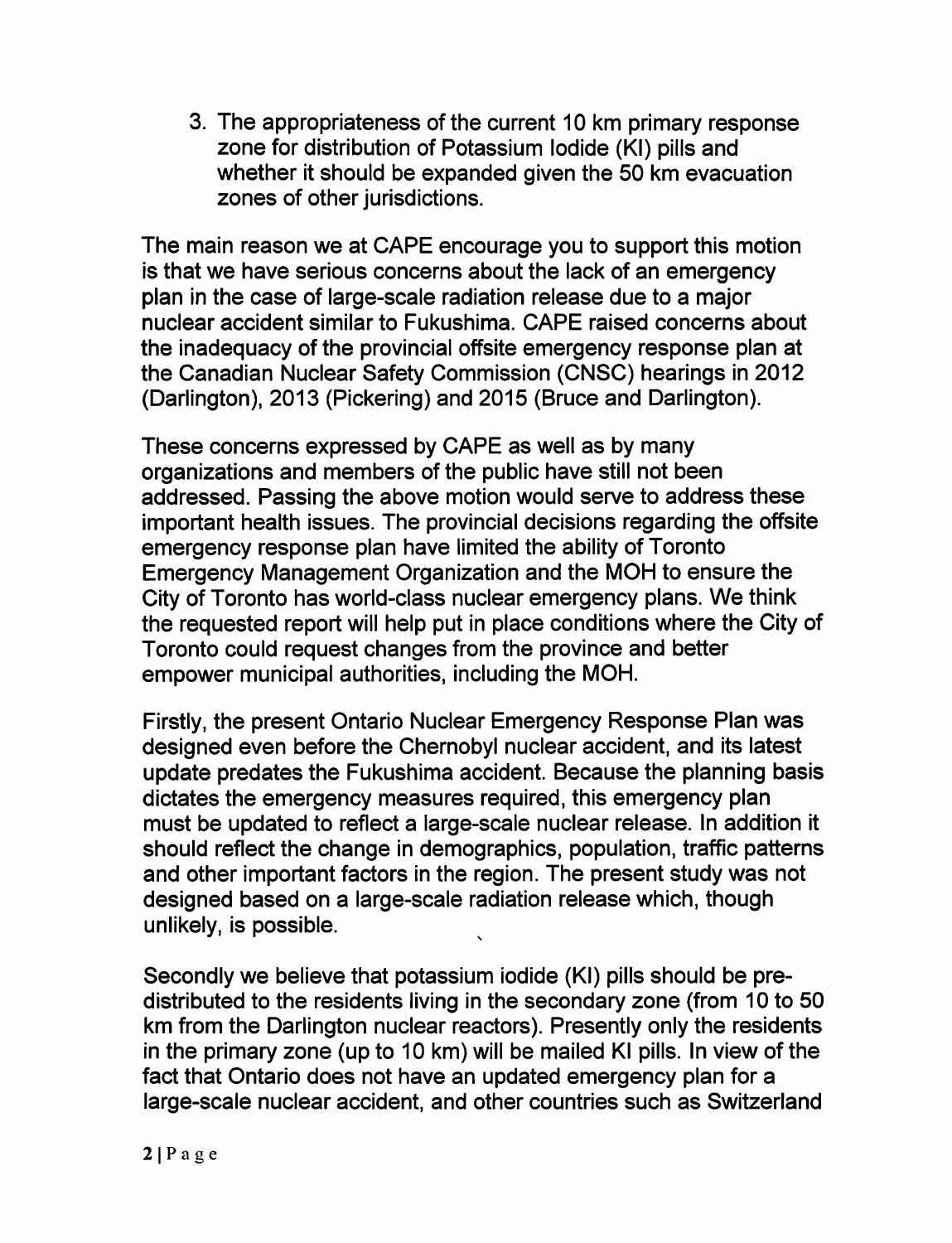3. The appropriateness of the current 10 km primary response zone for distribution of Potassium Iodide (KI) pills and whether it should be expanded given the 50 km evacuation zones of other jurisdictions.

The main reason we at CAPE encourage you to support this motion is that we have serious concerns about the lack of an emergency plan in the case of large-scale radiation release due to a major nuclear accident similar to Fukushima. CAPE raised concerns about the inadequacy of the provincial offsite emergency response plan at the Canadian Nuclear Safety Commission (CNSC) hearings in 2012 (Darlington), 2013 (Pickering) and 2015 (Bruce and Darlington).

These concerns expressed by CAPE as well as by many organizations and members of the public have still not been addressed. Passing the above motion would serve to address these important health issues. The provincial decisions regarding the offsite emergency response plan have limited the ability of Toronto Emergency Management Organization and the MOH to ensure the City of Toronto has world-class nuclear emergency plans. We think the requested report will help put in place conditions where the City of Toronto could request changes from the province and better empower municipal authorities, including the MOH.

Firstly, the present Ontario Nuclear Emergency Response Plan was designed even before the Chernobyl nuclear accident, and its latest update predates the Fukushima accident. Because the planning basis dictates the emergency measures required, this emergency plan must be updated to reflect a large-scale nuclear release. In addition it should reflect the change in demographics, population, traffic patterns and other important factors in the region. The present study was not designed based on a large-scale radiation release which, though unlikely, is possible.

Secondly we believe that potassium iodide (KI) pills should be pre-distributed to the residents living in the secondary zone (from 10 to 50 km from the Darlington nuclear reactors). Presently only the residents in the primary zone (up to 10 km) will be mailed KI pills. In view of the fact that Ontario does not have an updated emergency plan for a large-scale nuclear accident, and other countries such as Switzerland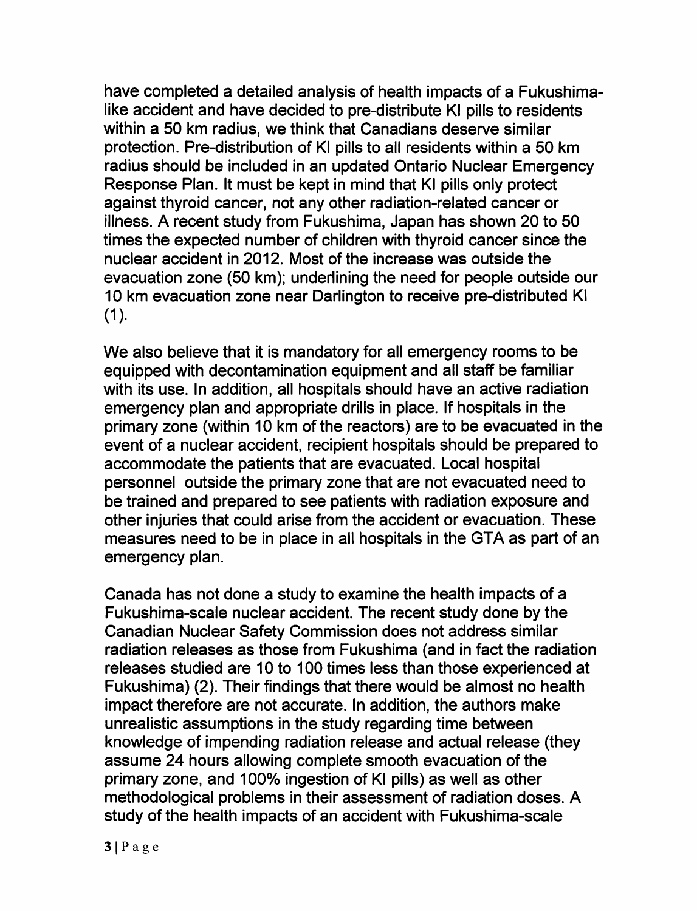have completed a detailed analysis of health impacts of a Fukushima-like accident and have decided to pre-distribute KI pills to residents within a 50 km radius, we think that Canadians deserve similar protection. Pre-distribution of KI pills to all residents within a 50 km radius should be included in an updated Ontario Nuclear Emergency Response Plan. It must be kept in mind that KI pills only protect against thyroid cancer, not any other radiation-related cancer or illness. A recent study from Fukushima, Japan has shown 20 to 50 times the expected number of children with thyroid cancer since the nuclear accident in 2012. Most of the increase was outside the evacuation zone (50 km); underlining the need for people outside our 10 km evacuation zone near Darlington to receive pre-distributed KI (1).

We also believe that it is mandatory for all emergency rooms to be equipped with decontamination equipment and all staff be familiar with its use. In addition, all hospitals should have an active radiation emergency plan and appropriate drills in place. If hospitals in the primary zone (within 10 km of the reactors) are to be evacuated in the event of a nuclear accident, recipient hospitals should be prepared to accommodate the patients that are evacuated. Local hospital personnel outside the primary zone that are not evacuated need to be trained and prepared to see patients with radiation exposure and other injuries that could arise from the accident or evacuation. These measures need to be in place in all hospitals in the GTA as part of an emergency plan.

Canada has not done a study to examine the health impacts of a Fukushima-scale nuclear accident. The recent study done by the Canadian Nuclear Safety Commission does not address similar radiation releases as those from Fukushima (and in fact the radiation releases studied are 10 to 100 times less than those experienced at Fukushima) (2). Their findings that there would be almost no health impact therefore are not accurate. In addition, the authors make unrealistic assumptions in the study regarding time between knowledge of impending radiation release and actual release (they assume 24 hours allowing complete smooth evacuation of the primary zone, and 100% ingestion of KI pills) as well as other methodological problems in their assessment of radiation doses. A study of the health impacts of an accident with Fukushima-scale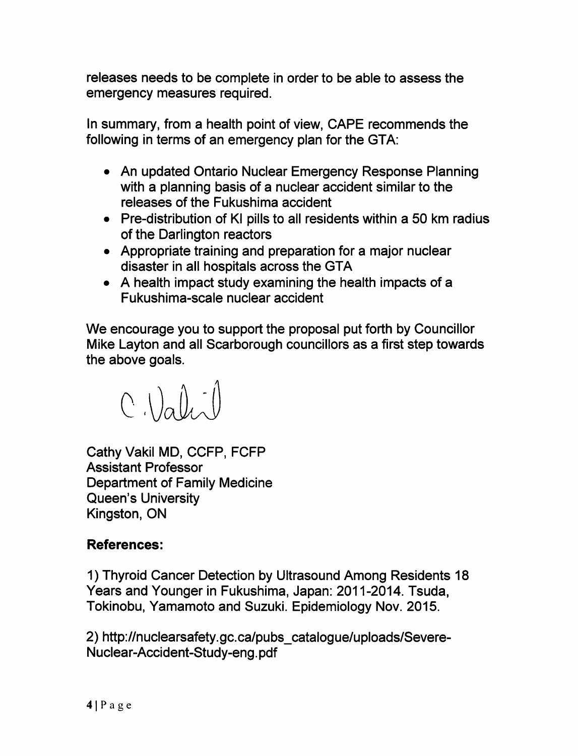releases needs to be complete in order to be able to assess the emergency measures required.

In summary, from a health point of view, CAPE recommends the following in terms of an emergency plan for the GTA:

- An updated Ontario Nuclear Emergency Response Planning with a planning basis of a nuclear accident similar to the releases of the Fukushima accident
- Pre-distribution of KI pills to all residents within a 50 km radius of the Darlington reactors
- Appropriate training and preparation for a major nuclear disaster in all hospitals across the GTA
- A health impact study examining the health impacts of a Fukushima-scale nuclear accident

We encourage you to support the proposal put forth by Councillor Mike Layton and all Scarborough councillors as a first step towards the above goals.

C. Vakil

Cathy Vakil MD, CCFP, FCFP
Assistant Professor
Department of Family Medicine
Queen's University
Kingston, ON

**References:**

1) Thyroid Cancer Detection by Ultrasound Among Residents 18 Years and Younger in Fukushima, Japan: 2011-2014. Tsuda, Tokinobu, Yamamoto and Suzuki. Epidemiology Nov. 2015.

2) http://nuclearsafety.gc.ca/pubs_catalogue/uploads/Severe-Nuclear-Accident-Study-eng.pdf